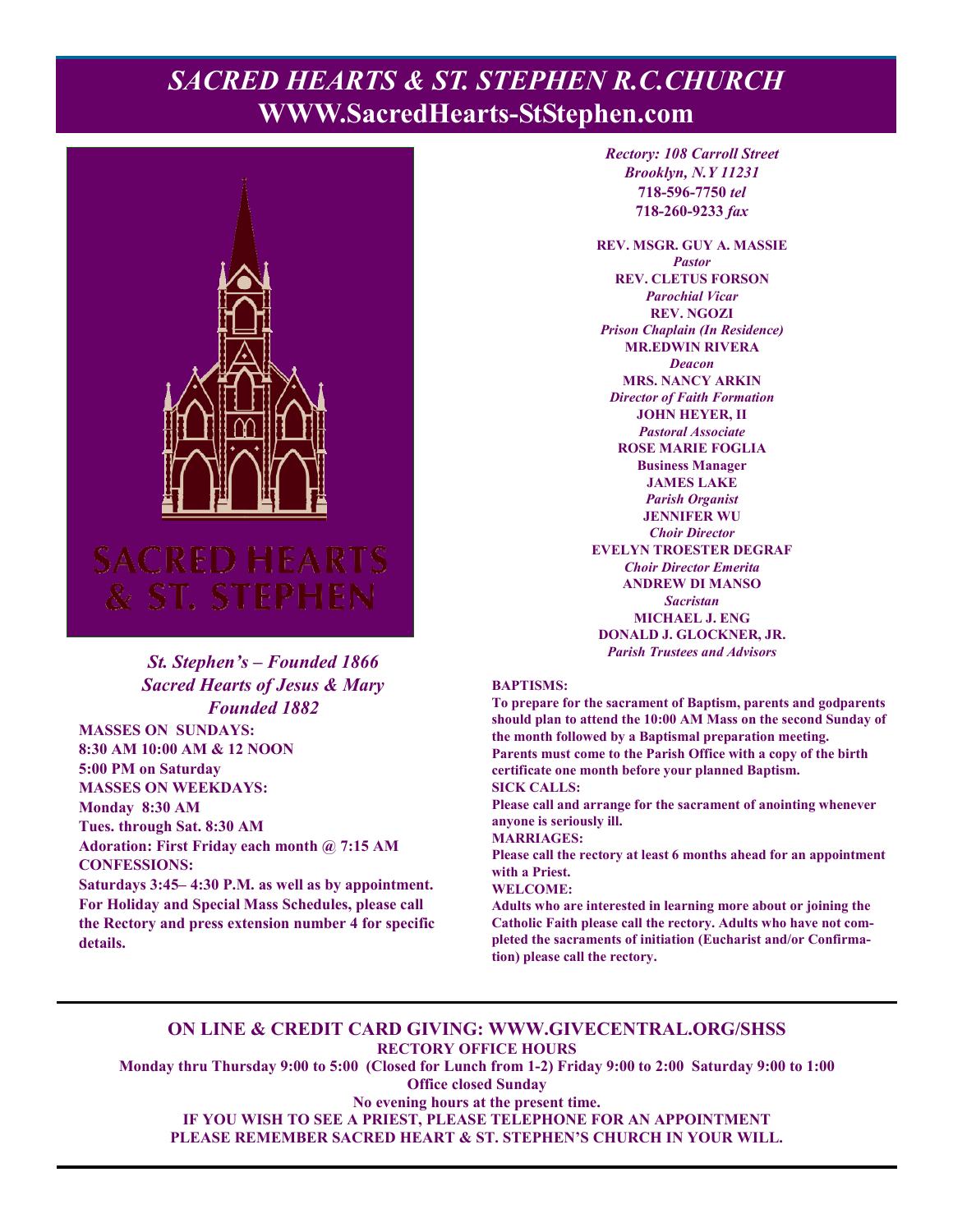# SACRED HEARTS & ST. STEPHEN R.C.CHURCH

## WWW.SacredHearts-StStephen.com

SACRED HEARTS & ST. STEPHEN

*St. Stephen's – Founded 1866*
*Sacred Hearts of Jesus & Mary*
*Founded 1882*

**MASSES ON SUNDAYS:**
**8:30 AM 10:00 AM & 12 NOON**
**5:00 PM on Saturday**
**MASSES ON WEEKDAYS:**
**Monday 8:30 AM**
**Tues. through Sat. 8:30 AM**
**Adoration: First Friday each month @ 7:15 AM**
**CONFESSIONS:**
**Saturdays 3:45– 4:30 P.M. as well as by appointment. For Holiday and Special Mass Schedules, please call the Rectory and press extension number 4 for specific details.**

*Rectory: 108 Carroll Street*
*Brooklyn, N.Y 11231*
**718-596-7750** *tel*
**718-260-9233** *fax*

**REV. MSGR. GUY A. MASSIE**
*Pastor*
**REV. CLETUS FORSON**
*Parochial Vicar*
**REV. NGOZI**
*Prison Chaplain (In Residence)*
**MR.EDWIN RIVERA**
*Deacon*
**MRS. NANCY ARKIN**
*Director of Faith Formation*
**JOHN HEYER, II**
*Pastoral Associate*
**ROSE MARIE FOGLIA**
**Business Manager**
**JAMES LAKE**
*Parish Organist*
**JENNIFER WU**
*Choir Director*
**EVELYN TROESTER DEGRAF**
*Choir Director Emerita*
**ANDREW DI MANSO**
*Sacristan*
**MICHAEL J. ENG**
**DONALD J. GLOCKNER, JR.**
*Parish Trustees and Advisors*

**BAPTISMS:**
**To prepare for the sacrament of Baptism, parents and godparents should plan to attend the 10:00 AM Mass on the second Sunday of the month followed by a Baptismal preparation meeting. Parents must come to the Parish Office with a copy of the birth certificate one month before your planned Baptism.**
**SICK CALLS:**
**Please call and arrange for the sacrament of anointing whenever anyone is seriously ill.**
**MARRIAGES:**
**Please call the rectory at least 6 months ahead for an appointment with a Priest.**
**WELCOME:**
**Adults who are interested in learning more about or joining the Catholic Faith please call the rectory. Adults who have not completed the sacraments of initiation (Eucharist and/or Confirmation) please call the rectory.**

---

**ON LINE & CREDIT CARD GIVING: WWW.GIVECENTRAL.ORG/SHSS**
**RECTORY OFFICE HOURS**
**Monday thru Thursday 9:00 to 5:00 (Closed for Lunch from 1-2) Friday 9:00 to 2:00 Saturday 9:00 to 1:00**
**Office closed Sunday**
**No evening hours at the present time.**
**IF YOU WISH TO SEE A PRIEST, PLEASE TELEPHONE FOR AN APPOINTMENT**
**PLEASE REMEMBER SACRED HEART & ST. STEPHEN'S CHURCH IN YOUR WILL.**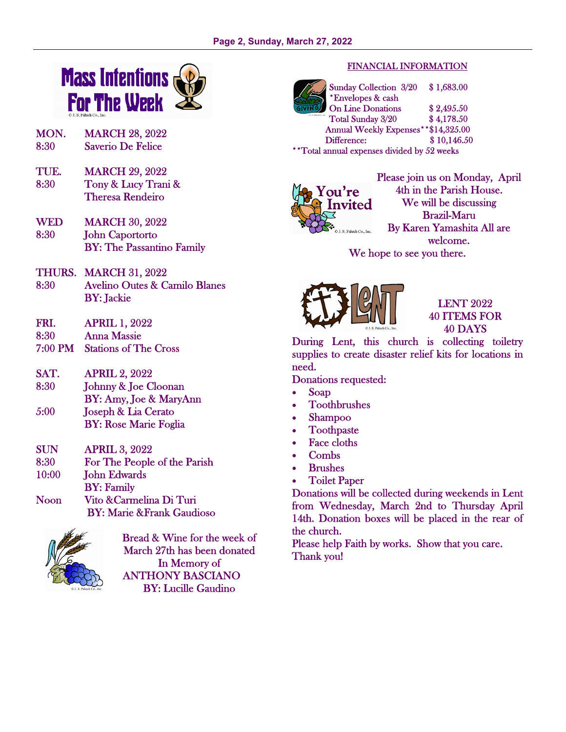## Mass Intentions For The Week

| | |
|---|---|
| **MON.** | **MARCH 28, 2022** |
| 8:30 | Saverio De Felice |
| **TUE.** | **MARCH 29, 2022** |
| 8:30 | Tony & Lucy Trani & Theresa Rendeiro |
| **WED** | **MARCH 30, 2022** |
| 8:30 | John Caportorto BY: The Passantino Family |
| **THURS.** | **MARCH 31, 2022** |
| 8:30 | Avelino Outes & Camilo Blanes BY: Jackie |
| **FRI.** | **APRIL 1, 2022** |
| 8:30 | Anna Massie |
| 7:00 PM | Stations of The Cross |
| **SAT.** | **APRIL 2, 2022** |
| 8:30 | Johnny & Joe Cloonan BY: Amy, Joe & MaryAnn |
| 5:00 | Joseph & Lia Cerato BY: Rose Marie Foglia |
| **SUN** | **APRIL 3, 2022** |
| 8:30 | For The People of the Parish |
| 10:00 | John Edwards BY: Family |
| Noon | Vito &Carmelina Di Turi BY: Marie &Frank Gaudioso |

Bread & Wine for the week of March 27th has been donated In Memory of ANTHONY BASCIANO BY: Lucille Gaudino

## FINANCIAL INFORMATION

| | |
|---|---|
| Sunday Collection 3/20 *Envelopes & cash | $ 1,683.00 |
| On Line Donations | $ 2,495.50 |
| Total Sunday 3/20 | $ 4,178.50 |
| Annual Weekly Expenses** | $14,325.00 |
| Difference: | $ 10,146.50 |

**Total annual expenses divided by 52 weeks

## You're Invited

Please join us on Monday, April 4th in the Parish House. We will be discussing Brazil-Maru By Karen Yamashita All are welcome.

We hope to see you there.

## LENT 2022
## 40 ITEMS FOR 40 DAYS

During Lent, this church is collecting toiletry supplies to create disaster relief kits for locations in need.

Donations requested:

- Soap
- Toothbrushes
- Shampoo
- Toothpaste
- Face cloths
- Combs
- Brushes
- Toilet Paper

Donations will be collected during weekends in Lent from Wednesday, March 2nd to Thursday April 14th. Donation boxes will be placed in the rear of the church.

Please help Faith by works. Show that you care.

Thank you!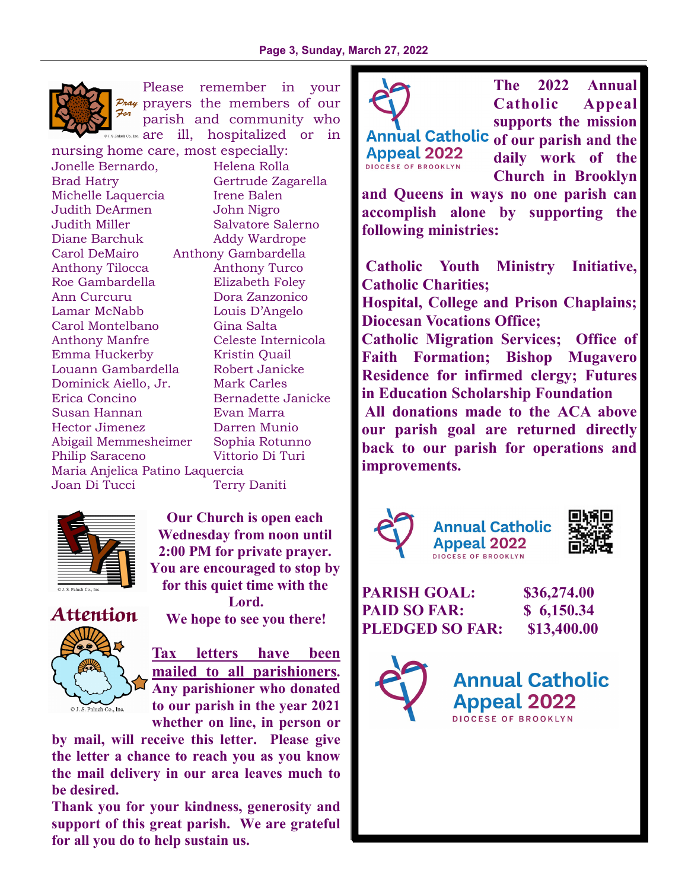Please remember in your prayers the members of our parish and community who are ill, hospitalized or in nursing home care, most especially:

Jonelle Bernardo, Helena Rolla
Brad Hatry Gertrude Zagarella
Michelle Laquercia Irene Balen
Judith DeArmen John Nigro
Judith Miller Salvatore Salerno
Diane Barchuk Addy Wardrope
Carol DeMairo Anthony Gambardella
Anthony Tilocca Anthony Turco
Roe Gambardella Elizabeth Foley
Ann Curcuru Dora Zanzonico
Lamar McNabb Louis D'Angelo
Carol Montelbano Gina Salta
Anthony Manfre Celeste Internicola
Emma Huckerby Kristin Quail
Louann Gambardella Robert Janicke
Dominick Aiello, Jr. Mark Carles
Erica Concino Bernadette Janicke
Susan Hannan Evan Marra
Hector Jimenez Darren Munio
Abigail Memmesheimer Sophia Rotunno
Philip Saraceno Vittorio Di Turi
Maria Anjelica Patino Laquercia
Joan Di Tucci Terry Daniti

**Our Church is open each Wednesday from noon until 2:00 PM for private prayer. You are encouraged to stop by for this quiet time with the Lord.**
**We hope to see you there!**

**Attention**

**Tax letters have been mailed to all parishioners. Any parishioner who donated to our parish in the year 2021 whether on line, in person or by mail, will receive this letter. Please give the letter a chance to reach you as you know the mail delivery in our area leaves much to be desired.**
**Thank you for your kindness, generosity and support of this great parish. We are grateful for all you do to help sustain us.**

Annual Catholic Appeal 2022
DIOCESE OF BROOKLYN

**The 2022 Annual Catholic Appeal supports the mission of our parish and the daily work of the Church in Brooklyn and Queens in ways no one parish can accomplish alone by supporting the following ministries:**

**Catholic Youth Ministry Initiative, Catholic Charities;**
**Hospital, College and Prison Chaplains; Diocesan Vocations Office;**
**Catholic Migration Services; Office of Faith Formation; Bishop Mugavero Residence for infirmed clergy; Futures in Education Scholarship Foundation**
**All donations made to the ACA above our parish goal are returned directly back to our parish for operations and improvements.**

Annual Catholic Appeal 2022
DIOCESE OF BROOKLYN

| | |
|---|---|
| **PARISH GOAL:** | **$36,274.00** |
| **PAID SO FAR:** | **$ 6,150.34** |
| **PLEDGED SO FAR:** | **$13,400.00** |

Annual Catholic Appeal 2022
DIOCESE OF BROOKLYN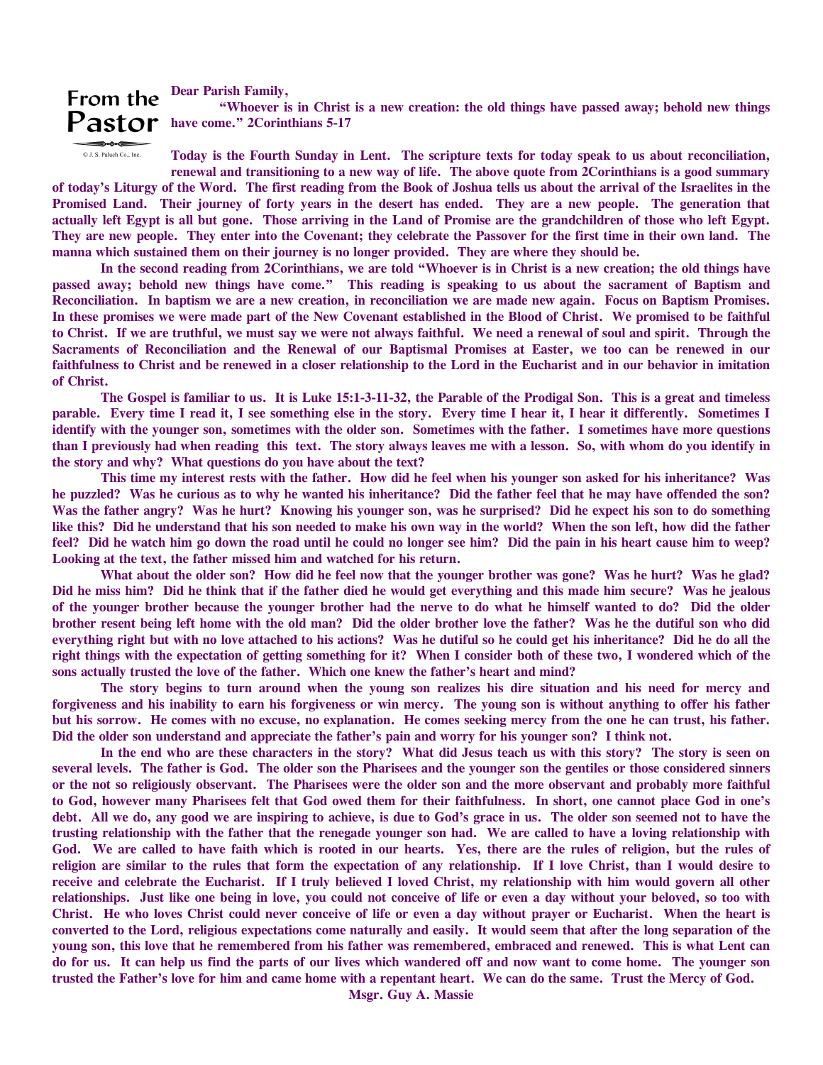## From the Pastor

© J. S. Paluch Co., Inc.

**Dear Parish Family,**

**"Whoever is in Christ is a new creation: the old things have passed away; behold new things have come." 2Corinthians 5-17**

**Today is the Fourth Sunday in Lent. The scripture texts for today speak to us about reconciliation, renewal and transitioning to a new way of life. The above quote from 2Corinthians is a good summary of today's Liturgy of the Word. The first reading from the Book of Joshua tells us about the arrival of the Israelites in the Promised Land. Their journey of forty years in the desert has ended. They are a new people. The generation that actually left Egypt is all but gone. Those arriving in the Land of Promise are the grandchildren of those who left Egypt. They are new people. They enter into the Covenant; they celebrate the Passover for the first time in their own land. The manna which sustained them on their journey is no longer provided. They are where they should be.**

**In the second reading from 2Corinthians, we are told "Whoever is in Christ is a new creation; the old things have passed away; behold new things have come." This reading is speaking to us about the sacrament of Baptism and Reconciliation. In baptism we are a new creation, in reconciliation we are made new again. Focus on Baptism Promises. In these promises we were made part of the New Covenant established in the Blood of Christ. We promised to be faithful to Christ. If we are truthful, we must say we were not always faithful. We need a renewal of soul and spirit. Through the Sacraments of Reconciliation and the Renewal of our Baptismal Promises at Easter, we too can be renewed in our faithfulness to Christ and be renewed in a closer relationship to the Lord in the Eucharist and in our behavior in imitation of Christ.**

**The Gospel is familiar to us. It is Luke 15:1-3-11-32, the Parable of the Prodigal Son. This is a great and timeless parable. Every time I read it, I see something else in the story. Every time I hear it, I hear it differently. Sometimes I identify with the younger son, sometimes with the older son. Sometimes with the father. I sometimes have more questions than I previously had when reading this text. The story always leaves me with a lesson. So, with whom do you identify in the story and why? What questions do you have about the text?**

**This time my interest rests with the father. How did he feel when his younger son asked for his inheritance? Was he puzzled? Was he curious as to why he wanted his inheritance? Did the father feel that he may have offended the son? Was the father angry? Was he hurt? Knowing his younger son, was he surprised? Did he expect his son to do something like this? Did he understand that his son needed to make his own way in the world? When the son left, how did the father feel? Did he watch him go down the road until he could no longer see him? Did the pain in his heart cause him to weep? Looking at the text, the father missed him and watched for his return.**

**What about the older son? How did he feel now that the younger brother was gone? Was he hurt? Was he glad? Did he miss him? Did he think that if the father died he would get everything and this made him secure? Was he jealous of the younger brother because the younger brother had the nerve to do what he himself wanted to do? Did the older brother resent being left home with the old man? Did the older brother love the father? Was he the dutiful son who did everything right but with no love attached to his actions? Was he dutiful so he could get his inheritance? Did he do all the right things with the expectation of getting something for it? When I consider both of these two, I wondered which of the sons actually trusted the love of the father. Which one knew the father's heart and mind?**

**The story begins to turn around when the young son realizes his dire situation and his need for mercy and forgiveness and his inability to earn his forgiveness or win mercy. The young son is without anything to offer his father but his sorrow. He comes with no excuse, no explanation. He comes seeking mercy from the one he can trust, his father. Did the older son understand and appreciate the father's pain and worry for his younger son? I think not.**

**In the end who are these characters in the story? What did Jesus teach us with this story? The story is seen on several levels. The father is God. The older son the Pharisees and the younger son the gentiles or those considered sinners or the not so religiously observant. The Pharisees were the older son and the more observant and probably more faithful to God, however many Pharisees felt that God owed them for their faithfulness. In short, one cannot place God in one's debt. All we do, any good we are inspiring to achieve, is due to God's grace in us. The older son seemed not to have the trusting relationship with the father that the renegade younger son had. We are called to have a loving relationship with God. We are called to have faith which is rooted in our hearts. Yes, there are the rules of religion, but the rules of religion are similar to the rules that form the expectation of any relationship. If I love Christ, than I would desire to receive and celebrate the Eucharist. If I truly believed I loved Christ, my relationship with him would govern all other relationships. Just like one being in love, you could not conceive of life or even a day without your beloved, so too with Christ. He who loves Christ could never conceive of life or even a day without prayer or Eucharist. When the heart is converted to the Lord, religious expectations come naturally and easily. It would seem that after the long separation of the young son, this love that he remembered from his father was remembered, embraced and renewed. This is what Lent can do for us. It can help us find the parts of our lives which wandered off and now want to come home. The younger son trusted the Father's love for him and came home with a repentant heart. We can do the same. Trust the Mercy of God.**

**Msgr. Guy A. Massie**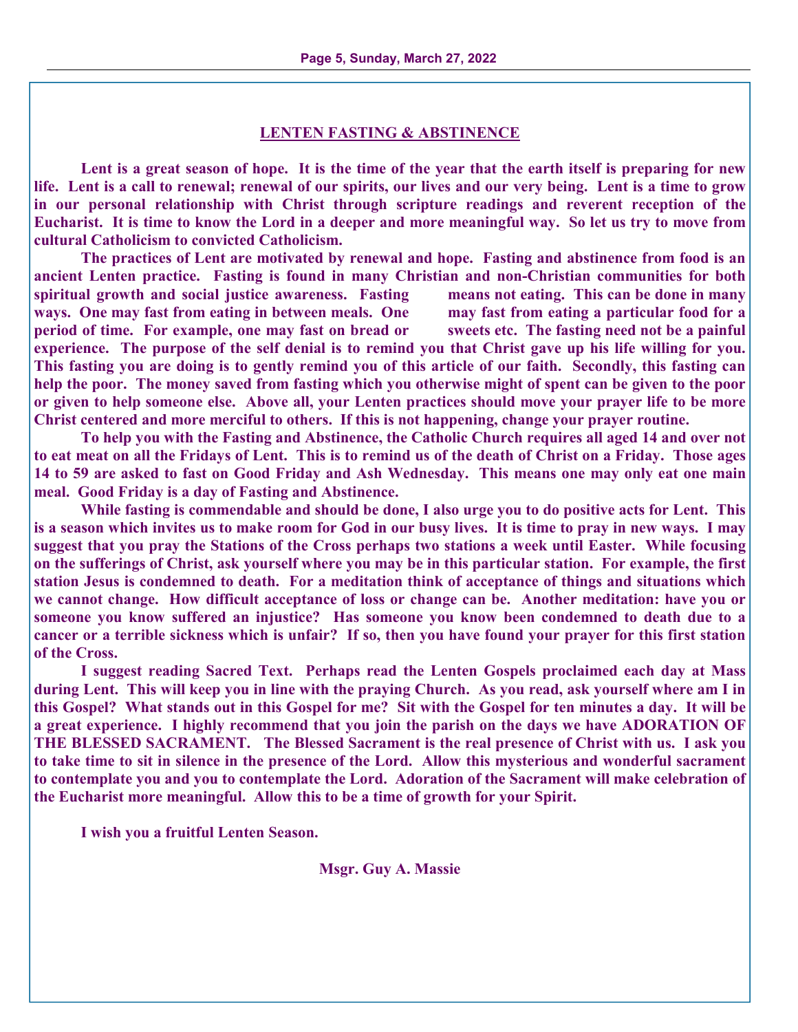## LENTEN FASTING & ABSTINENCE

**Lent is a great season of hope. It is the time of the year that the earth itself is preparing for new life. Lent is a call to renewal; renewal of our spirits, our lives and our very being. Lent is a time to grow in our personal relationship with Christ through scripture readings and reverent reception of the Eucharist. It is time to know the Lord in a deeper and more meaningful way. So let us try to move from cultural Catholicism to convicted Catholicism.**

**The practices of Lent are motivated by renewal and hope. Fasting and abstinence from food is an ancient Lenten practice. Fasting is found in many Christian and non-Christian communities for both spiritual growth and social justice awareness. Fasting means not eating. This can be done in many ways. One may fast from eating in between meals. One may fast from eating a particular food for a period of time. For example, one may fast on bread or sweets etc. The fasting need not be a painful experience. The purpose of the self denial is to remind you that Christ gave up his life willing for you. This fasting you are doing is to gently remind you of this article of our faith. Secondly, this fasting can help the poor. The money saved from fasting which you otherwise might of spent can be given to the poor or given to help someone else. Above all, your Lenten practices should move your prayer life to be more Christ centered and more merciful to others. If this is not happening, change your prayer routine.**

**To help you with the Fasting and Abstinence, the Catholic Church requires all aged 14 and over not to eat meat on all the Fridays of Lent. This is to remind us of the death of Christ on a Friday. Those ages 14 to 59 are asked to fast on Good Friday and Ash Wednesday. This means one may only eat one main meal. Good Friday is a day of Fasting and Abstinence.**

**While fasting is commendable and should be done, I also urge you to do positive acts for Lent. This is a season which invites us to make room for God in our busy lives. It is time to pray in new ways. I may suggest that you pray the Stations of the Cross perhaps two stations a week until Easter. While focusing on the sufferings of Christ, ask yourself where you may be in this particular station. For example, the first station Jesus is condemned to death. For a meditation think of acceptance of things and situations which we cannot change. How difficult acceptance of loss or change can be. Another meditation: have you or someone you know suffered an injustice? Has someone you know been condemned to death due to a cancer or a terrible sickness which is unfair? If so, then you have found your prayer for this first station of the Cross.**

**I suggest reading Sacred Text. Perhaps read the Lenten Gospels proclaimed each day at Mass during Lent. This will keep you in line with the praying Church. As you read, ask yourself where am I in this Gospel? What stands out in this Gospel for me? Sit with the Gospel for ten minutes a day. It will be a great experience. I highly recommend that you join the parish on the days we have ADORATION OF THE BLESSED SACRAMENT. The Blessed Sacrament is the real presence of Christ with us. I ask you to take time to sit in silence in the presence of the Lord. Allow this mysterious and wonderful sacrament to contemplate you and you to contemplate the Lord. Adoration of the Sacrament will make celebration of the Eucharist more meaningful. Allow this to be a time of growth for your Spirit.**

**I wish you a fruitful Lenten Season.**

**Msgr. Guy A. Massie**